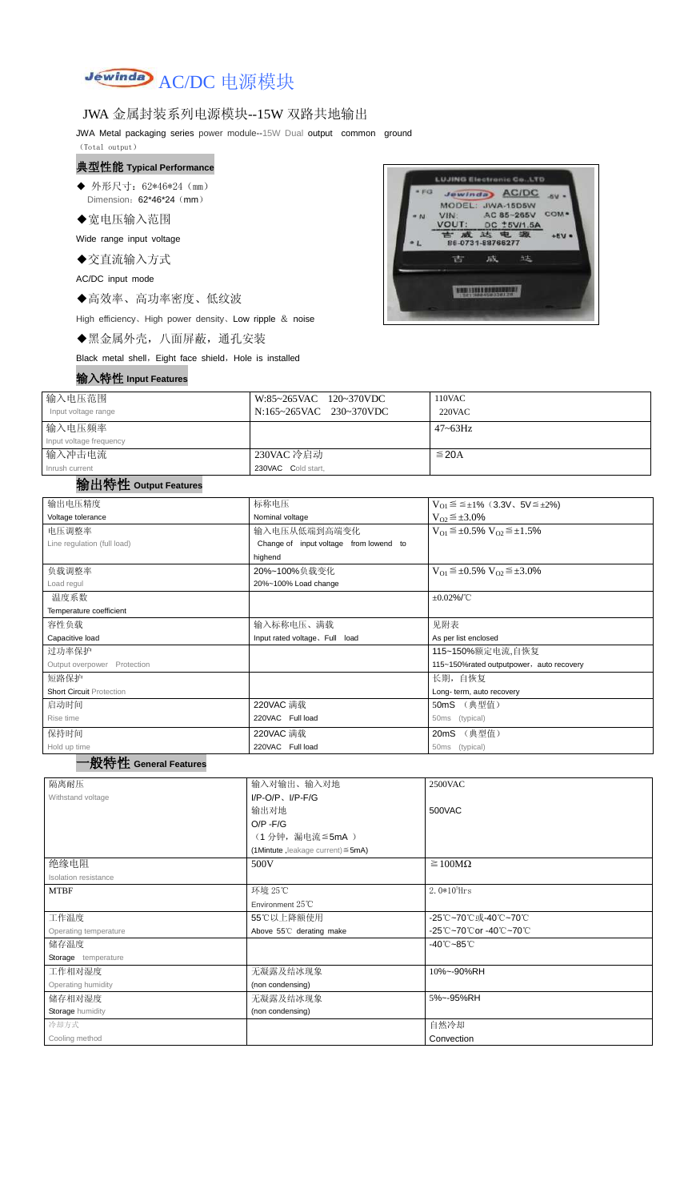# Jewinda AC/DC 电源模块

## JWA 金属封装系列电源模块--15W 双路共地输出

JWA Metal packaging series power module--15W Dual output common ground

（Total output）

### 典型性能 Typical Performance

- ◆ 外形尺寸：62*46*24（mm）
  Dimension：62*46*24（mm）
- ◆宽电压输入范围
  Wide range input voltage
- ◆交直流输入方式
  AC/DC input mode
- ◆高效率、高功率密度、低纹波
  High efficiency、High power density、Low ripple ＆ noise
- ◆黑金属外壳，八面屏蔽，通孔安装
  Black metal shell，Eight face shield，Hole is installed

### 输入特性 Input Features

| 输入电压范围<br>Input voltage range | W:85~265VAC 120~370VDC<br>N:165~265VAC 230~370VDC | 110VAC<br>220VAC |
|---|---|---|
| 输入电压频率<br>Input voltage frequency | | 47~63Hz |
| 输入冲击电流<br>Inrush current | 230VAC 冷启动<br>230VAC Cold start, | ≦20A |

### 输出特性 Output Features

| 输出电压精度<br>Voltage tolerance | 标称电压<br>Nominal voltage | $V_{O1}≦≦±1\%$（3.3V、5V≦±2%）<br>$V_{O2}≦±3.0\%$ |
|---|---|---|
| 电压调整率<br>Line regulation (full load) | 输入电压从低端到高端变化<br>Change of input voltage from lowend to highend | $V_{O1}≦±0.5\%$ $V_{O2}≦±1.5\%$ |
| 负载调整率<br>Load regul | 20%~100%负载变化<br>20%~100% Load change | $V_{O1}≦±0.5\%$ $V_{O2}≦±3.0\%$ |
| 温度系数<br>Temperature coefficient | | ±0.02%/℃ |
| 容性负载<br>Capacitive load | 输入标称电压、满载<br>Input rated voltage、Full load | 见附表<br>As per list enclosed |
| 过功率保护<br>Output overpower Protection | | 115~150%额定电流,自恢复<br>115~150%rated outputpower，auto recovery |
| 短路保护<br>Short Circuit Protection | | 长期，自恢复<br>Long- term, auto recovery |
| 启动时间<br>Rise time | 220VAC 满载<br>220VAC Full load | 50mS （典型值）<br>50ms (typical) |
| 保持时间<br>Hold up time | 220VAC 满载<br>220VAC Full load | 20mS （典型值）<br>50ms (typical) |

### 一般特性 General Features

| 隔离耐压<br>Withstand voltage | 输入对输出、输入对地<br>I/P-O/P、I/P-F/G<br>输出对地<br>O/P -F/G<br>（1 分钟，漏电流≦5mA ）<br>(1Mintute ,leakage current)≦5mA) | 2500VAC<br><br>500VAC |
|---|---|---|
| 绝缘电阻<br>Isolation resistance | 500V | ≧100MΩ |
| MTBF | 环境 25℃<br>Environment 25℃ | $2.0*10^5$Hrs |
| 工作温度<br>Operating temperature | 55℃以上降额使用<br>Above 55℃ derating make | -25℃~70℃或-40℃~70℃<br>-25℃~70℃or -40℃~70℃ |
| 储存温度<br>Storage temperature | | -40℃~85℃ |
| 工作相对湿度<br>Operating humidity | 无凝露及结冰现象<br>(non condensing) | 10%~-90%RH |
| 储存相对湿度<br>Storage humidity | 无凝露及结冰现象<br>(non condensing) | 5%~-95%RH |
| 冷却方式<br>Cooling method | | 自然冷却<br>Convection |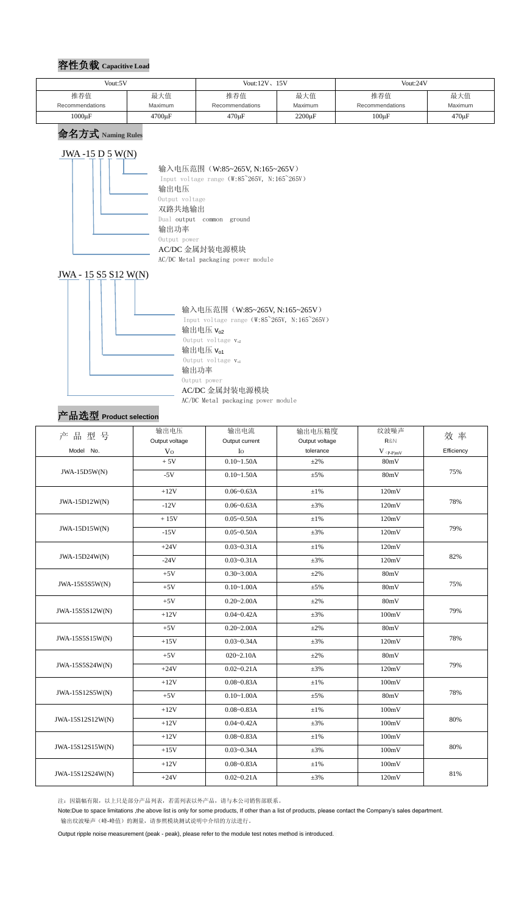## 容性负载 Capacitive Load

| Vout:5V | | Vout:12V、15V | | Vout:24V | |
|---|---|---|---|---|---|
| 推荐值 Recommendations | 最大值 Maximum | 推荐值 Recommendations | 最大值 Maximum | 推荐值 Recommendations | 最大值 Maximum |
| 1000μF | 4700μF | 470μF | 2200μF | 100μF | 470μF |

## 命名方式 Naming Rules

JWA -15 D 5 W(N)

- 输入电压范围（W:85~265V, N:165~265V）
  Input voltage range（W:85~265V, N:165~265V）
- 输出电压
  Output voltage
- 双路共地输出
  Dual output common ground
- 输出功率
  Output power
- AC/DC 金属封装电源模块
  AC/DC Metal packaging power module

JWA - 15 S5 S12 W(N)

- 输入电压范围（W:85~265V, N:165~265V）
  Input voltage range（W:85~265V, N:165~265V）
- 输出电压 $V_{o2}$
  Output voltage $V_{o2}$
- 输出电压 $V_{o1}$
  Output voltage $V_{o1}$
- 输出功率
  Output power
- AC/DC 金属封装电源模块
  AC/DC Metal packaging power module

## 产品选型 Product selection

| 产品型号 Model No. | 输出电压 Output voltage $V_O$ | 输出电流 Output current $I_O$ | 输出电压精度 Output voltage tolerance | 纹波噪声 R&N $V_{(P-P)mV}$ | 效率 Efficiency |
|---|---|---|---|---|---|
| JWA-15D5W(N) | + 5V | 0.10~1.50A | ±2% | 80mV | 75% |
| | -5V | 0.10~1.50A | ±5% | 80mV | |
| JWA-15D12W(N) | +12V | 0.06~0.63A | ±1% | 120mV | 78% |
| | -12V | 0.06~0.63A | ±3% | 120mV | |
| JWA-15D15W(N) | + 15V | 0.05~0.50A | ±1% | 120mV | 79% |
| | -15V | 0.05~0.50A | ±3% | 120mV | |
| JWA-15D24W(N) | +24V | 0.03~0.31A | ±1% | 120mV | 82% |
| | -24V | 0.03~0.31A | ±3% | 120mV | |
| JWA-15S5S5W(N) | +5V | 0.30~3.00A | ±2% | 80mV | 75% |
| | +5V | 0.10~1.00A | ±5% | 80mV | |
| JWA-15S5S12W(N) | +5V | 0.20~2.00A | ±2% | 80mV | 79% |
| | +12V | 0.04~0.42A | ±3% | 100mV | |
| JWA-15S5S15W(N) | +5V | 0.20~2.00A | ±2% | 80mV | 78% |
| | +15V | 0.03~0.34A | ±3% | 120mV | |
| JWA-15S5S24W(N) | +5V | 020~2.10A | ±2% | 80mV | 79% |
| | +24V | 0.02~0.21A | ±3% | 120mV | |
| JWA-15S12S5W(N) | +12V | 0.08~0.83A | ±1% | 100mV | 78% |
| | +5V | 0.10~1.00A | ±5% | 80mV | |
| JWA-15S12S12W(N) | +12V | 0.08~0.83A | ±1% | 100mV | 80% |
| | +12V | 0.04~0.42A | ±3% | 100mV | |
| JWA-15S12S15W(N) | +12V | 0.08~0.83A | ±1% | 100mV | 80% |
| | +15V | 0.03~0.34A | ±3% | 100mV | |
| JWA-15S12S24W(N) | +12V | 0.08~0.83A | ±1% | 100mV | 81% |
| | +24V | 0.02~0.21A | ±3% | 120mV | |

注：因篇幅有限，以上只是部分产品列表，若需列表以外产品，请与本公司销售部联系。

Note:Due to space limitations ,the above list is only for some products, If other than a list of products, please contact the Company's sales department.

输出纹波噪声（峰-峰值）的测量，请参照模块测试说明中介绍的方法进行。

Output ripple noise measurement (peak - peak), please refer to the module test notes method is introduced.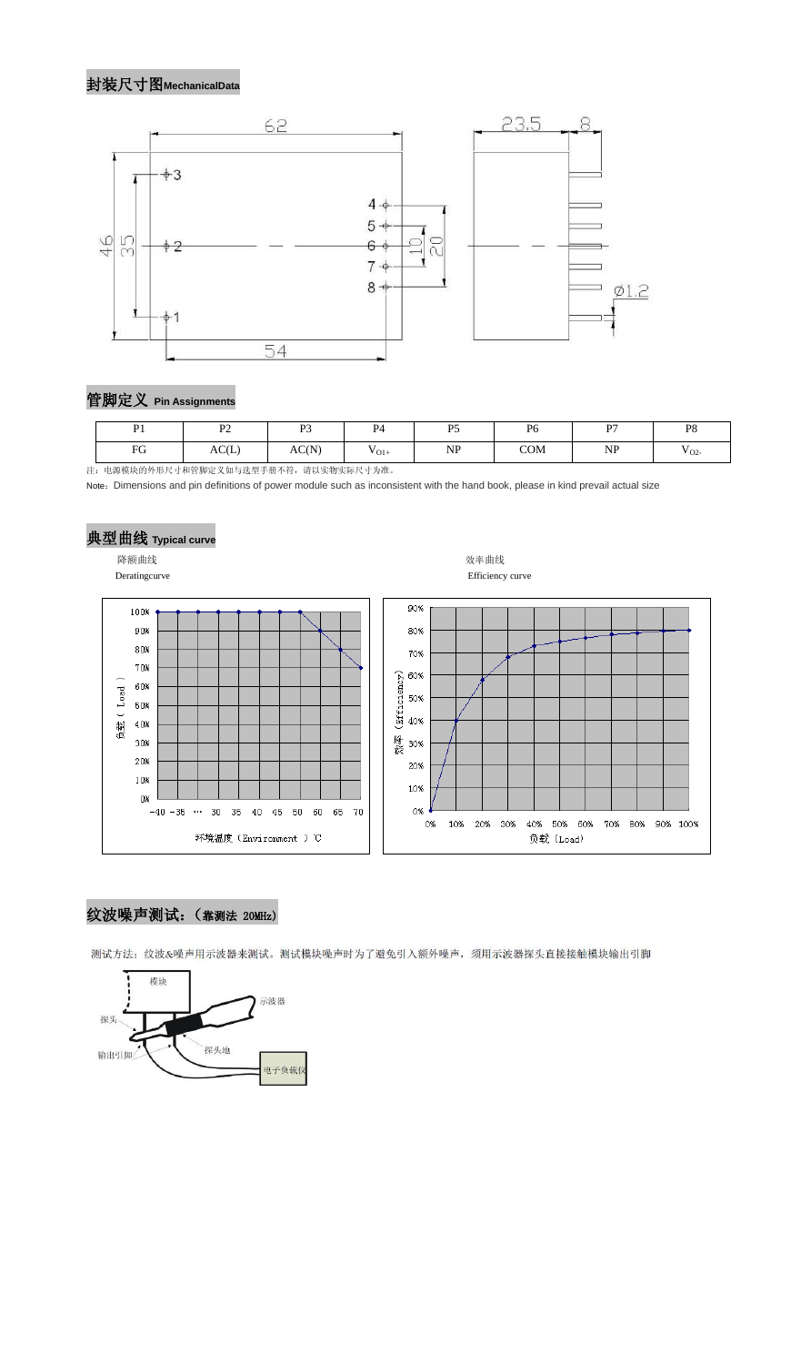## 封装尺寸图MechanicalData

62

23.5

8

3

4

5

6

7

8

2

1

46

35

10

20

Ø1.2

54

## 管脚定义 Pin Assignments

| P1 | P2 | P3 | P4 | P5 | P6 | P7 | P8 |
|---|---|---|---|---|---|---|---|
| FG | AC(L) | AC(N) | $V_{O1+}$ | NP | COM | NP | $V_{O2-}$ |

注：电源模块的外形尺寸和管脚定义如与选型手册不符，请以实物实际尺寸为准。

Note：Dimensions and pin definitions of power module such as inconsistent with the hand book, please in kind prevail actual size

## 典型曲线 Typical curve

降额曲线

Deratingcurve

100%
90%
80%
70%
60%
50%
40%
30%
20%
10%
0%

负载（Load）

-40 -35 … 30 35 40 45 50 60 65 70

环境温度（Environment ）℃

效率曲线

Efficiency curve

90%
80%
70%
60%
50%
40%
30%
20%
10%
0%

效率（Efficiency）

0% 10% 20% 30% 40% 50% 60% 70% 80% 90% 100%

负载（Load）

## 纹波噪声测试：（靠测法 20MHz）

测试方法：纹波&噪声用示波器来测试。测试模块噪声时为了避免引入额外噪声，须用示波器探头直接接触模块输出引脚

模块

示波器

探头

探头地

输出引脚

电子负载仪